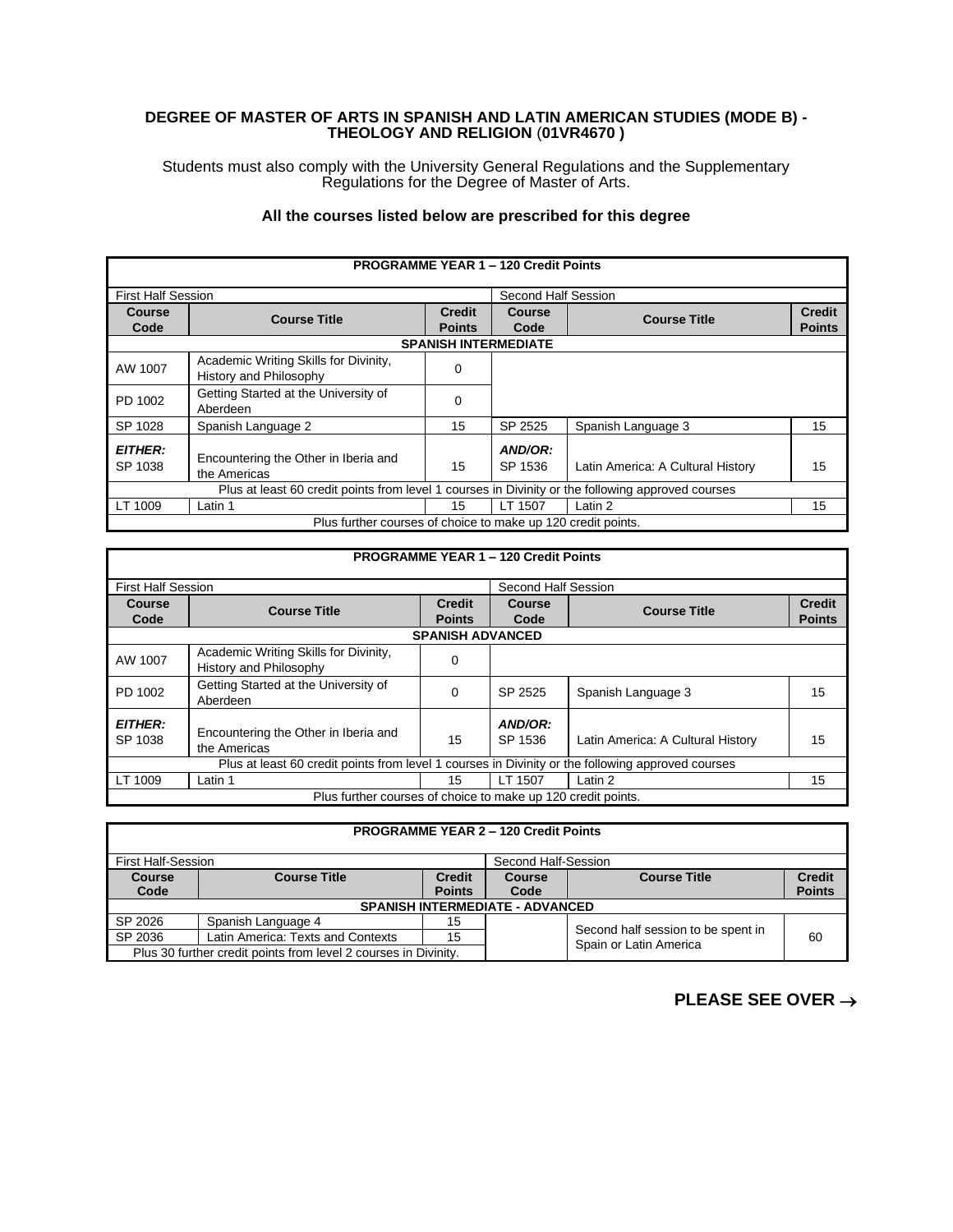**DEGREE OF MASTER OF ARTS IN SPANISH AND LATIN AMERICAN STUDIES (MODE B) - THEOLOGY AND RELIGION (01VR4670 )**

Students must also comply with the University General Regulations and the Supplementary Regulations for the Degree of Master of Arts.

**All the courses listed below are prescribed for this degree**

| **PROGRAMME YEAR 1 – 120 Credit Points** | | | | | |
|---|---|---|---|---|---|
| First Half Session | | | Second Half Session | | |
| **Course Code** | **Course Title** | **Credit Points** | **Course Code** | **Course Title** | **Credit Points** |
| **SPANISH INTERMEDIATE** | | | | | |
| AW 1007 | Academic Writing Skills for Divinity, History and Philosophy | 0 | | | |
| PD 1002 | Getting Started at the University of Aberdeen | 0 | | | |
| SP 1028 | Spanish Language 2 | 15 | SP 2525 | Spanish Language 3 | 15 |
| ***EITHER:*** SP 1038 | Encountering the Other in Iberia and the Americas | 15 | ***AND/OR:*** SP 1536 | Latin America: A Cultural History | 15 |
| Plus at least 60 credit points from level 1 courses in Divinity or the following approved courses | | | | | |
| LT 1009 | Latin 1 | 15 | LT 1507 | Latin 2 | 15 |
| Plus further courses of choice to make up 120 credit points. | | | | | |

| **PROGRAMME YEAR 1 – 120 Credit Points** | | | | | |
|---|---|---|---|---|---|
| First Half Session | | | Second Half Session | | |
| **Course Code** | **Course Title** | **Credit Points** | **Course Code** | **Course Title** | **Credit Points** |
| **SPANISH ADVANCED** | | | | | |
| AW 1007 | Academic Writing Skills for Divinity, History and Philosophy | 0 | | | |
| PD 1002 | Getting Started at the University of Aberdeen | 0 | SP 2525 | Spanish Language 3 | 15 |
| ***EITHER:*** SP 1038 | Encountering the Other in Iberia and the Americas | 15 | ***AND/OR:*** SP 1536 | Latin America: A Cultural History | 15 |
| Plus at least 60 credit points from level 1 courses in Divinity or the following approved courses | | | | | |
| LT 1009 | Latin 1 | 15 | LT 1507 | Latin 2 | 15 |
| Plus further courses of choice to make up 120 credit points. | | | | | |

| **PROGRAMME YEAR 2 – 120 Credit Points** | | | | | |
|---|---|---|---|---|---|
| First Half-Session | | | Second Half-Session | | |
| **Course Code** | **Course Title** | **Credit Points** | **Course Code** | **Course Title** | **Credit Points** |
| **SPANISH INTERMEDIATE - ADVANCED** | | | | | |
| SP 2026 | Spanish Language 4 | 15 | | Second half session to be spent in Spain or Latin America | 60 |
| SP 2036 | Latin America: Texts and Contexts | 15 | | | |
| Plus 30 further credit points from level 2 courses in Divinity. | | | | | |

**PLEASE SEE OVER →**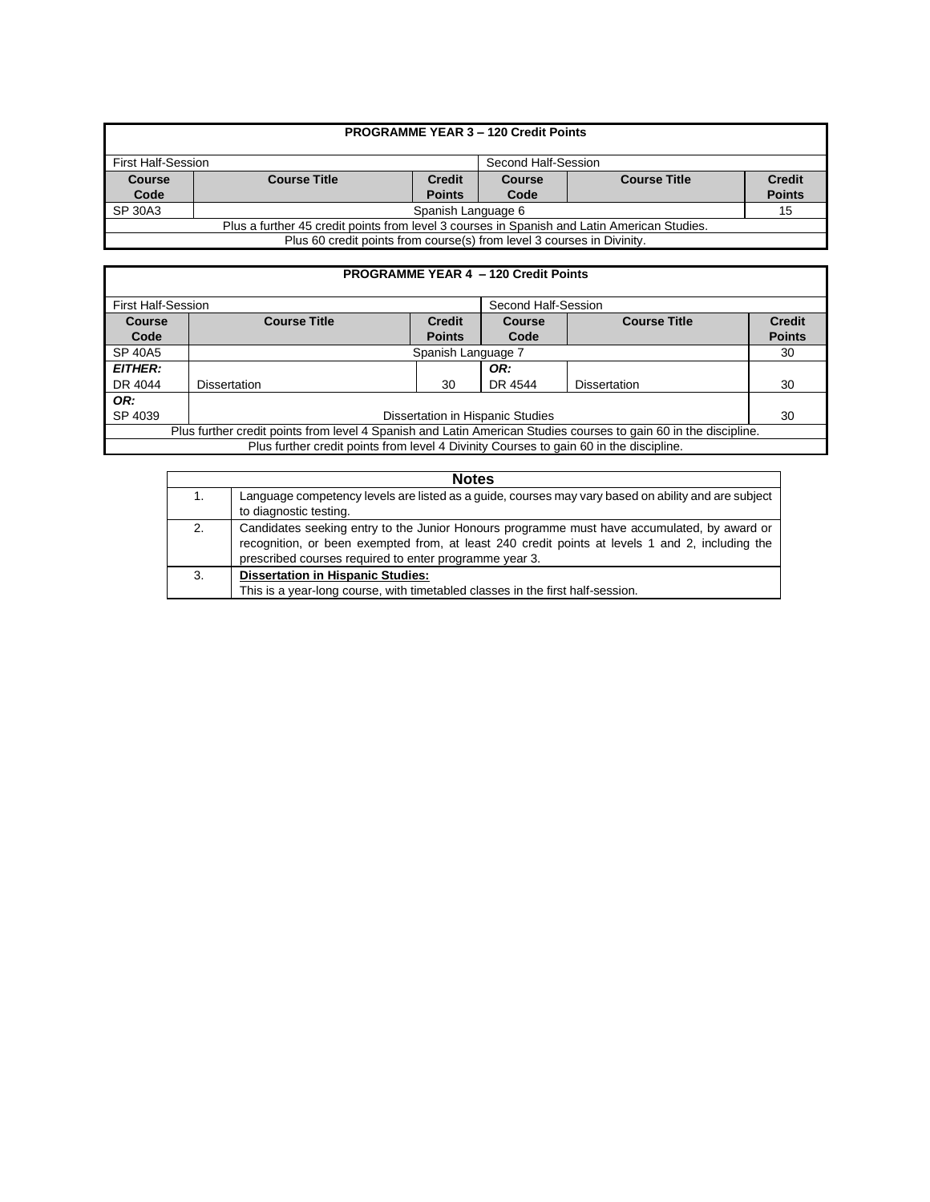| PROGRAMME YEAR 3 – 120 Credit Points | | | | | |
|---|---|---|---|---|---|
| First Half-Session | | | Second Half-Session | | |
| **Course Code** | **Course Title** | **Credit Points** | **Course Code** | **Course Title** | **Credit Points** |
| SP 30A3 | Spanish Language 6 | | | | 15 |
| Plus a further 45 credit points from level 3 courses in Spanish and Latin American Studies. | | | | | |
| Plus 60 credit points from course(s) from level 3 courses in Divinity. | | | | | |

| PROGRAMME YEAR 4 – 120 Credit Points | | | | | |
|---|---|---|---|---|---|
| First Half-Session | | | Second Half-Session | | |
| **Course Code** | **Course Title** | **Credit Points** | **Course Code** | **Course Title** | **Credit Points** |
| SP 40A5 | Spanish Language 7 | | | | 30 |
| ***EITHER:*** DR 4044 | Dissertation | 30 | ***OR:*** DR 4544 | Dissertation | 30 |
| ***OR:*** SP 4039 | Dissertation in Hispanic Studies | | | | 30 |
| Plus further credit points from level 4 Spanish and Latin American Studies courses to gain 60 in the discipline. | | | | | |
| Plus further credit points from level 4 Divinity Courses to gain 60 in the discipline. | | | | | |

| **Notes** | |
|---|---|
| 1. | Language competency levels are listed as a guide, courses may vary based on ability and are subject to diagnostic testing. |
| 2. | Candidates seeking entry to the Junior Honours programme must have accumulated, by award or recognition, or been exempted from, at least 240 credit points at levels 1 and 2, including the prescribed courses required to enter programme year 3. |
| 3. | **Dissertation in Hispanic Studies:** This is a year-long course, with timetabled classes in the first half-session. |